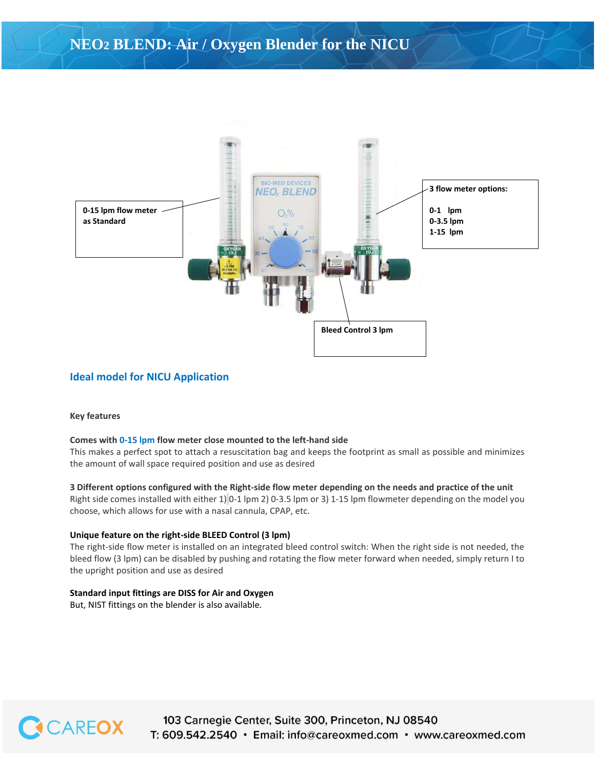# NEO2 BLEND: Air / Oxygen Blender for the NICU

0-15 lpm flow meter as Standard

3 flow meter options:

0-1 lpm
0-3.5 lpm
1-15 lpm

Bleed Control 3 lpm

## Ideal model for NICU Application

**Key features**

**Comes with 0-15 lpm flow meter close mounted to the left-hand side**
This makes a perfect spot to attach a resuscitation bag and keeps the footprint as small as possible and minimizes the amount of wall space required position and use as desired

**3 Different options configured with the Right-side flow meter depending on the needs and practice of the unit**
Right side comes installed with either 1) 0-1 lpm 2) 0-3.5 lpm or 3) 1-15 lpm flowmeter depending on the model you choose, which allows for use with a nasal cannula, CPAP, etc.

**Unique feature on the right-side BLEED Control (3 lpm)**
The right-side flow meter is installed on an integrated bleed control switch: When the right side is not needed, the bleed flow (3 lpm) can be disabled by pushing and rotating the flow meter forward when needed, simply return I to the upright position and use as desired

**Standard input fittings are DISS for Air and Oxygen**
But, NIST fittings on the blender is also available.

CAREOX

103 Carnegie Center, Suite 300, Princeton, NJ 08540
T: 609.542.2540 • Email: info@careoxmed.com • www.careoxmed.com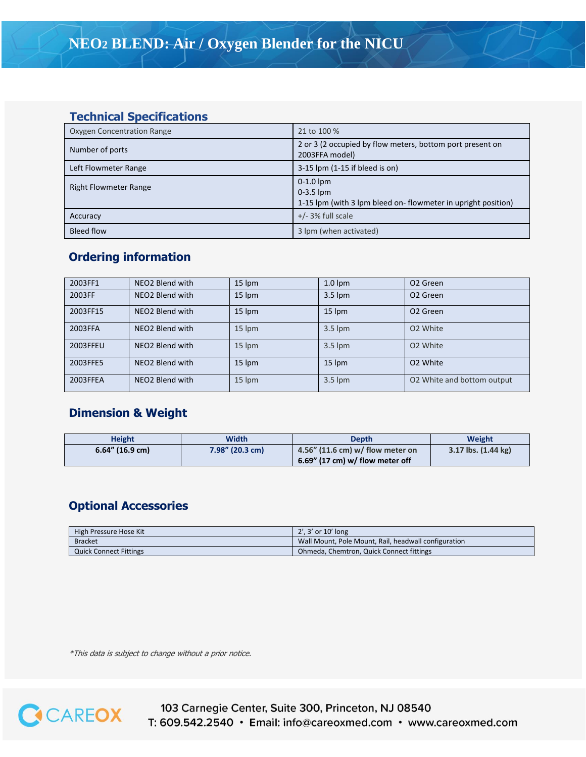// NEO2 BLEND: Air / Oxygen Blender for the NICU

## Technical Specifications

| | |
|---|---|
| Oxygen Concentration Range | 21 to 100 % |
| Number of ports | 2 or 3 (2 occupied by flow meters, bottom port present on 2003FFA model) |
| Left Flowmeter Range | 3-15 lpm (1-15 if bleed is on) |
| Right Flowmeter Range | 0-1.0 lpm<br>0-3.5 lpm<br>1-15 lpm (with 3 lpm bleed on- flowmeter in upright position) |
| Accuracy | +/- 3% full scale |
| Bleed flow | 3 lpm (when activated) |

## Ordering information

| | | | | |
|---|---|---|---|---|
| 2003FF1 | NEO2 Blend with | 15 lpm | 1.0 lpm | O2 Green |
| 2003FF | NEO2 Blend with | 15 lpm | 3.5 lpm | O2 Green |
| 2003FF15 | NEO2 Blend with | 15 lpm | 15 lpm | O2 Green |
| 2003FFA | NEO2 Blend with | 15 lpm | 3.5 lpm | O2 White |
| 2003FFEU | NEO2 Blend with | 15 lpm | 3.5 lpm | O2 White |
| 2003FFE5 | NEO2 Blend with | 15 lpm | 15 lpm | O2 White |
| 2003FFEA | NEO2 Blend with | 15 lpm | 3.5 lpm | O2 White and bottom output |

## Dimension & Weight

| Height | Width | Depth | Weight |
|---|---|---|---|
| **6.64" (16.9 cm)** | **7.98" (20.3 cm)** | **4.56" (11.6 cm) w/ flow meter on<br>6.69" (17 cm) w/ flow meter off** | **3.17 lbs. (1.44 kg)** |

## Optional Accessories

| | |
|---|---|
| High Pressure Hose Kit | 2', 3' or 10' long |
| Bracket | Wall Mount, Pole Mount, Rail, headwall configuration |
| Quick Connect Fittings | Ohmeda, Chemtron, Quick Connect fittings |

*\*This data is subject to change without a prior notice.*

CAREOX

103 Carnegie Center, Suite 300, Princeton, NJ 08540
T: 609.542.2540 • Email: info@careoxmed.com • www.careoxmed.com